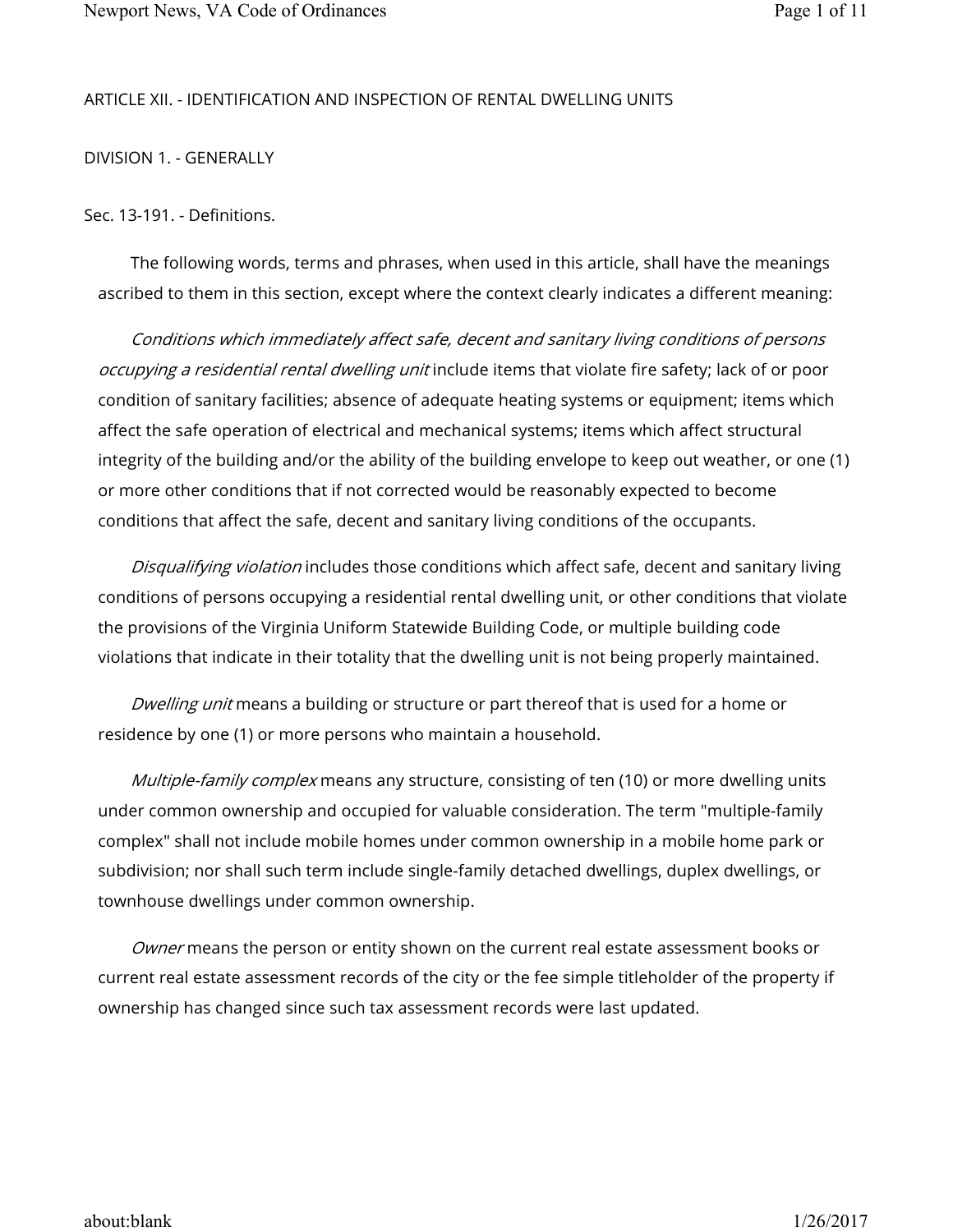## ARTICLE XII. - IDENTIFICATION AND INSPECTION OF RENTAL DWELLING UNITS

### DIVISION 1. - GENERALLY

#### Sec. 13-191. - Definitions.

The following words, terms and phrases, when used in this article, shall have the meanings ascribed to them in this section, except where the context clearly indicates a different meaning:

*Conditions which immediately affect safe, decent and sanitary living conditions of persons occupying a residential rental dwelling unit* include items that violate fire safety; lack of or poor condition of sanitary facilities; absence of adequate heating systems or equipment; items which affect the safe operation of electrical and mechanical systems; items which affect structural integrity of the building and/or the ability of the building envelope to keep out weather, or one (1) or more other conditions that if not corrected would be reasonably expected to become conditions that affect the safe, decent and sanitary living conditions of the occupants.

*Disqualifying violation* includes those conditions which affect safe, decent and sanitary living conditions of persons occupying a residential rental dwelling unit, or other conditions that violate the provisions of the Virginia Uniform Statewide Building Code, or multiple building code violations that indicate in their totality that the dwelling unit is not being properly maintained.

*Dwelling unit* means a building or structure or part thereof that is used for a home or residence by one (1) or more persons who maintain a household.

*Multiple-family complex* means any structure, consisting of ten (10) or more dwelling units under common ownership and occupied for valuable consideration. The term "multiple-family complex" shall not include mobile homes under common ownership in a mobile home park or subdivision; nor shall such term include single-family detached dwellings, duplex dwellings, or townhouse dwellings under common ownership.

*Owner* means the person or entity shown on the current real estate assessment books or current real estate assessment records of the city or the fee simple titleholder of the property if ownership has changed since such tax assessment records were last updated.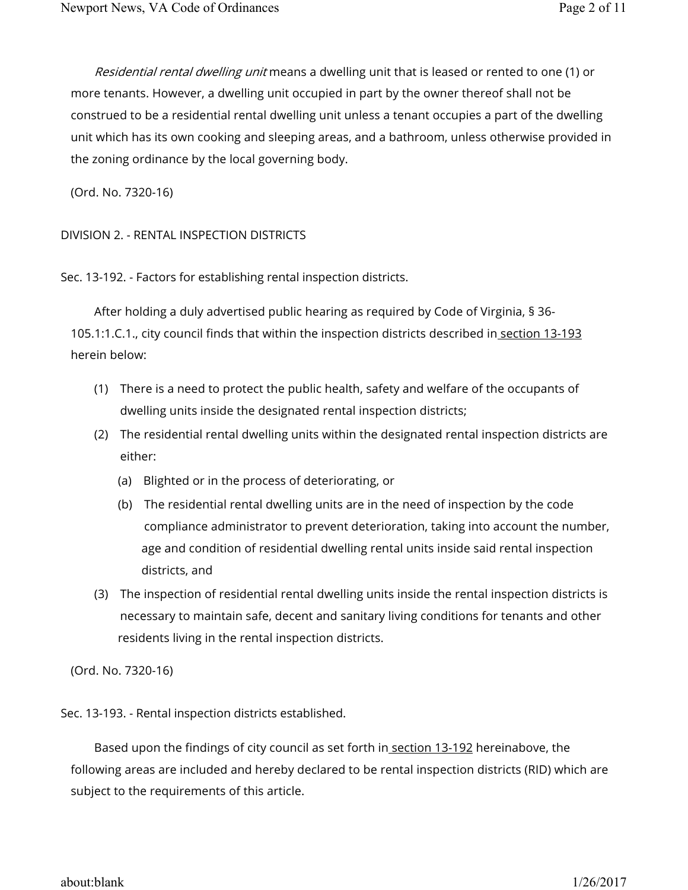*Residential rental dwelling unit* means a dwelling unit that is leased or rented to one (1) or more tenants. However, a dwelling unit occupied in part by the owner thereof shall not be construed to be a residential rental dwelling unit unless a tenant occupies a part of the dwelling unit which has its own cooking and sleeping areas, and a bathroom, unless otherwise provided in the zoning ordinance by the local governing body.

(Ord. No. 7320-16)

## DIVISION 2. - RENTAL INSPECTION DISTRICTS

### Sec. 13-192. - Factors for establishing rental inspection districts.

After holding a duly advertised public hearing as required by Code of Virginia, § 36-105.1:1.C.1., city council finds that within the inspection districts described in section 13-193 herein below:

(1) There is a need to protect the public health, safety and welfare of the occupants of dwelling units inside the designated rental inspection districts;

(2) The residential rental dwelling units within the designated rental inspection districts are either:

  (a) Blighted or in the process of deteriorating, or

  (b) The residential rental dwelling units are in the need of inspection by the code compliance administrator to prevent deterioration, taking into account the number, age and condition of residential dwelling rental units inside said rental inspection districts, and

(3) The inspection of residential rental dwelling units inside the rental inspection districts is necessary to maintain safe, decent and sanitary living conditions for tenants and other residents living in the rental inspection districts.

(Ord. No. 7320-16)

### Sec. 13-193. - Rental inspection districts established.

Based upon the findings of city council as set forth in section 13-192 hereinabove, the following areas are included and hereby declared to be rental inspection districts (RID) which are subject to the requirements of this article.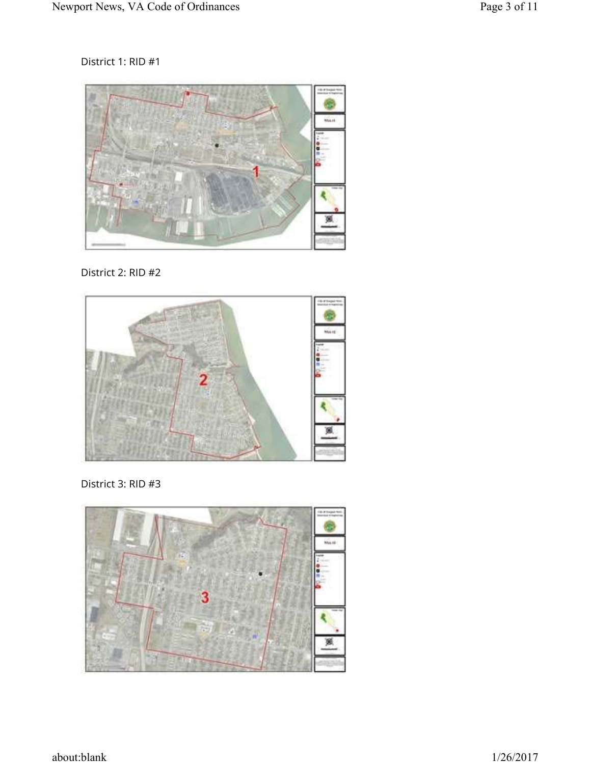District 1: RID #1

District 2: RID #2

District 3: RID #3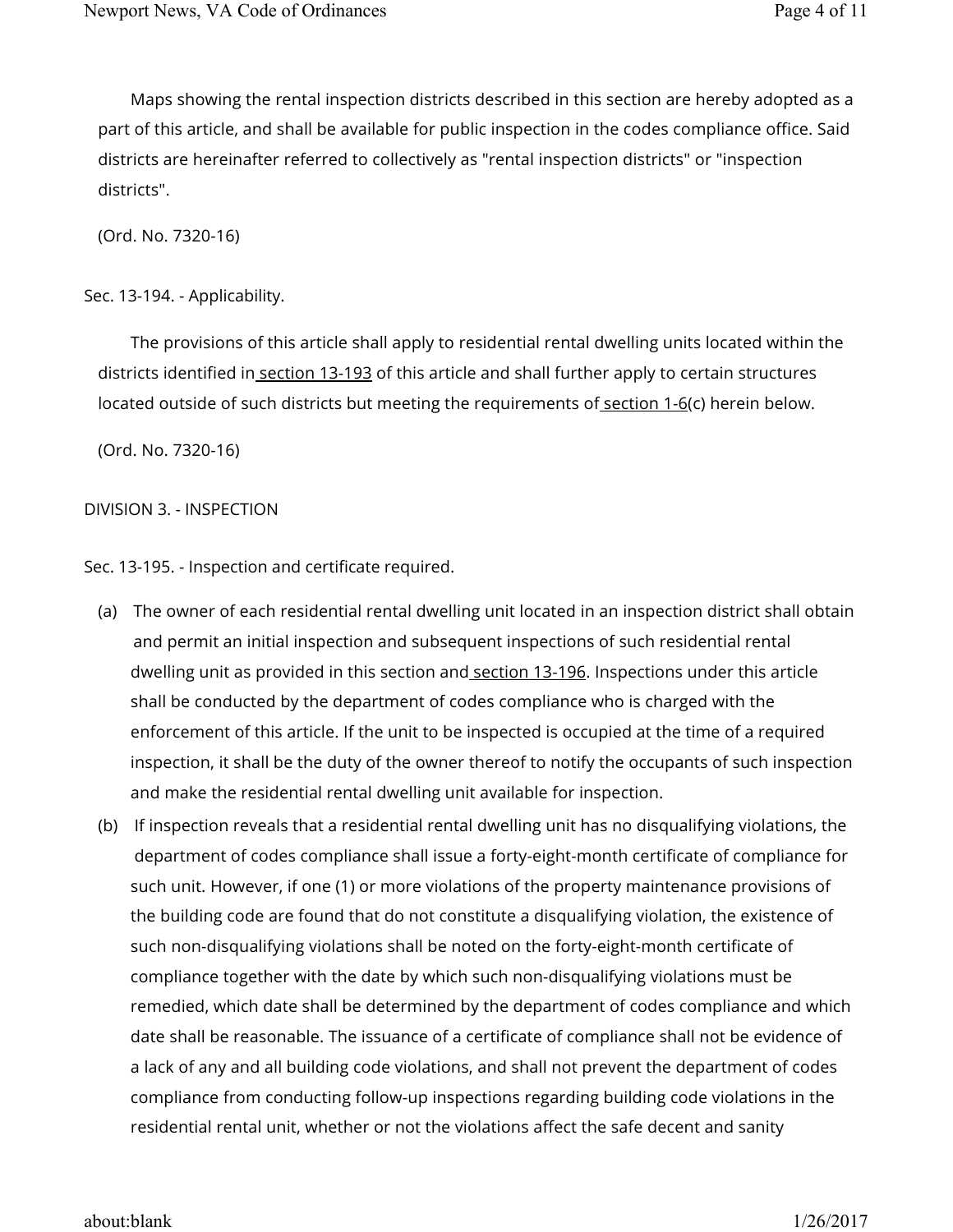Maps showing the rental inspection districts described in this section are hereby adopted as a part of this article, and shall be available for public inspection in the codes compliance office. Said districts are hereinafter referred to collectively as "rental inspection districts" or "inspection districts".

(Ord. No. 7320-16)

Sec. 13-194. - Applicability.

The provisions of this article shall apply to residential rental dwelling units located within the districts identified in section 13-193 of this article and shall further apply to certain structures located outside of such districts but meeting the requirements of section 1-6(c) herein below.

(Ord. No. 7320-16)

DIVISION 3. - INSPECTION

Sec. 13-195. - Inspection and certificate required.

(a) The owner of each residential rental dwelling unit located in an inspection district shall obtain and permit an initial inspection and subsequent inspections of such residential rental dwelling unit as provided in this section and section 13-196. Inspections under this article shall be conducted by the department of codes compliance who is charged with the enforcement of this article. If the unit to be inspected is occupied at the time of a required inspection, it shall be the duty of the owner thereof to notify the occupants of such inspection and make the residential rental dwelling unit available for inspection.

(b) If inspection reveals that a residential rental dwelling unit has no disqualifying violations, the department of codes compliance shall issue a forty-eight-month certificate of compliance for such unit. However, if one (1) or more violations of the property maintenance provisions of the building code are found that do not constitute a disqualifying violation, the existence of such non-disqualifying violations shall be noted on the forty-eight-month certificate of compliance together with the date by which such non-disqualifying violations must be remedied, which date shall be determined by the department of codes compliance and which date shall be reasonable. The issuance of a certificate of compliance shall not be evidence of a lack of any and all building code violations, and shall not prevent the department of codes compliance from conducting follow-up inspections regarding building code violations in the residential rental unit, whether or not the violations affect the safe decent and sanity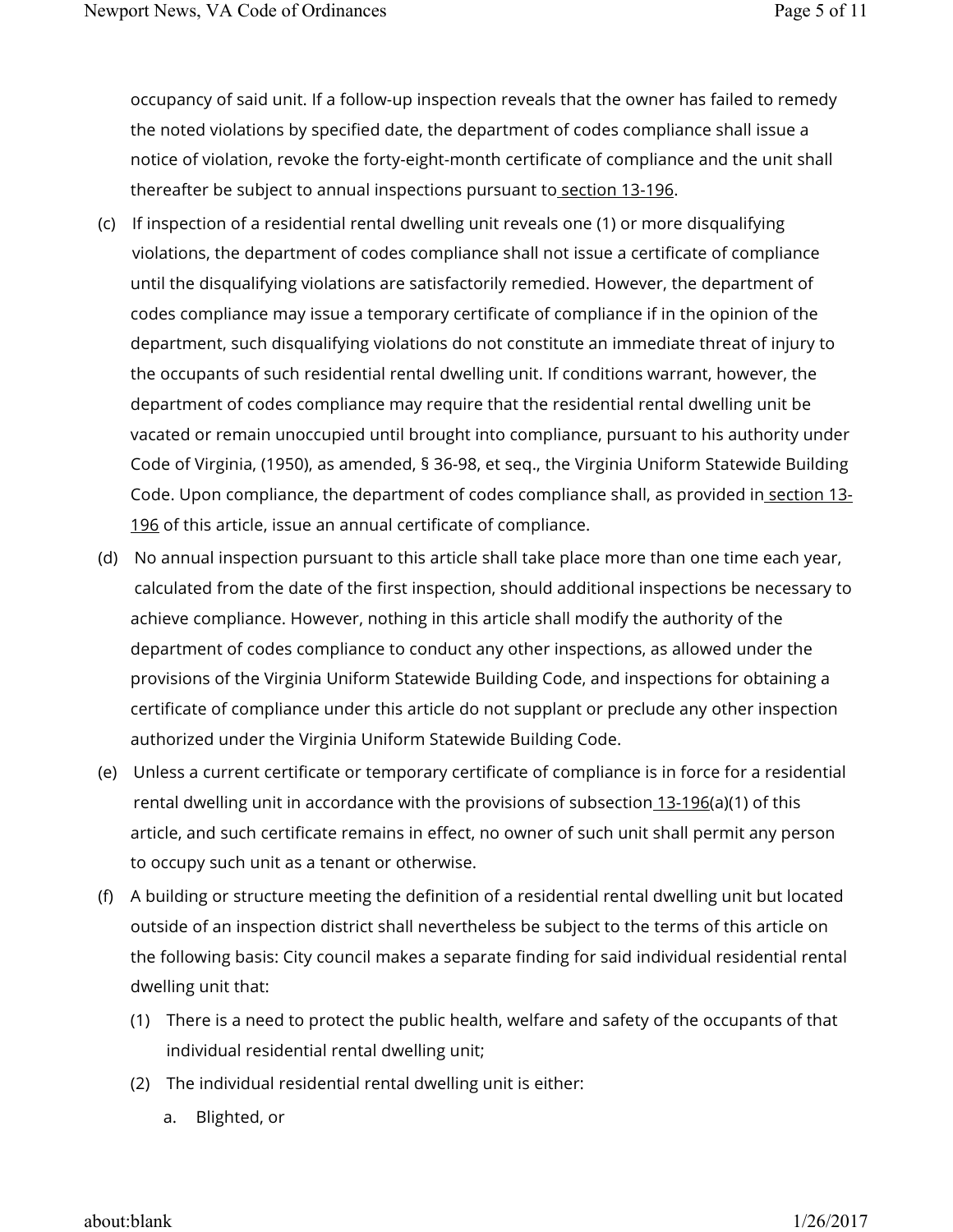occupancy of said unit. If a follow-up inspection reveals that the owner has failed to remedy the noted violations by specified date, the department of codes compliance shall issue a notice of violation, revoke the forty-eight-month certificate of compliance and the unit shall thereafter be subject to annual inspections pursuant to section 13-196.

(c) If inspection of a residential rental dwelling unit reveals one (1) or more disqualifying violations, the department of codes compliance shall not issue a certificate of compliance until the disqualifying violations are satisfactorily remedied. However, the department of codes compliance may issue a temporary certificate of compliance if in the opinion of the department, such disqualifying violations do not constitute an immediate threat of injury to the occupants of such residential rental dwelling unit. If conditions warrant, however, the department of codes compliance may require that the residential rental dwelling unit be vacated or remain unoccupied until brought into compliance, pursuant to his authority under Code of Virginia, (1950), as amended, § 36-98, et seq., the Virginia Uniform Statewide Building Code. Upon compliance, the department of codes compliance shall, as provided in section 13-196 of this article, issue an annual certificate of compliance.

(d) No annual inspection pursuant to this article shall take place more than one time each year, calculated from the date of the first inspection, should additional inspections be necessary to achieve compliance. However, nothing in this article shall modify the authority of the department of codes compliance to conduct any other inspections, as allowed under the provisions of the Virginia Uniform Statewide Building Code, and inspections for obtaining a certificate of compliance under this article do not supplant or preclude any other inspection authorized under the Virginia Uniform Statewide Building Code.

(e) Unless a current certificate or temporary certificate of compliance is in force for a residential rental dwelling unit in accordance with the provisions of subsection 13-196(a)(1) of this article, and such certificate remains in effect, no owner of such unit shall permit any person to occupy such unit as a tenant or otherwise.

(f) A building or structure meeting the definition of a residential rental dwelling unit but located outside of an inspection district shall nevertheless be subject to the terms of this article on the following basis: City council makes a separate finding for said individual residential rental dwelling unit that:

   (1) There is a need to protect the public health, welfare and safety of the occupants of that individual residential rental dwelling unit;

   (2) The individual residential rental dwelling unit is either:

      a. Blighted, or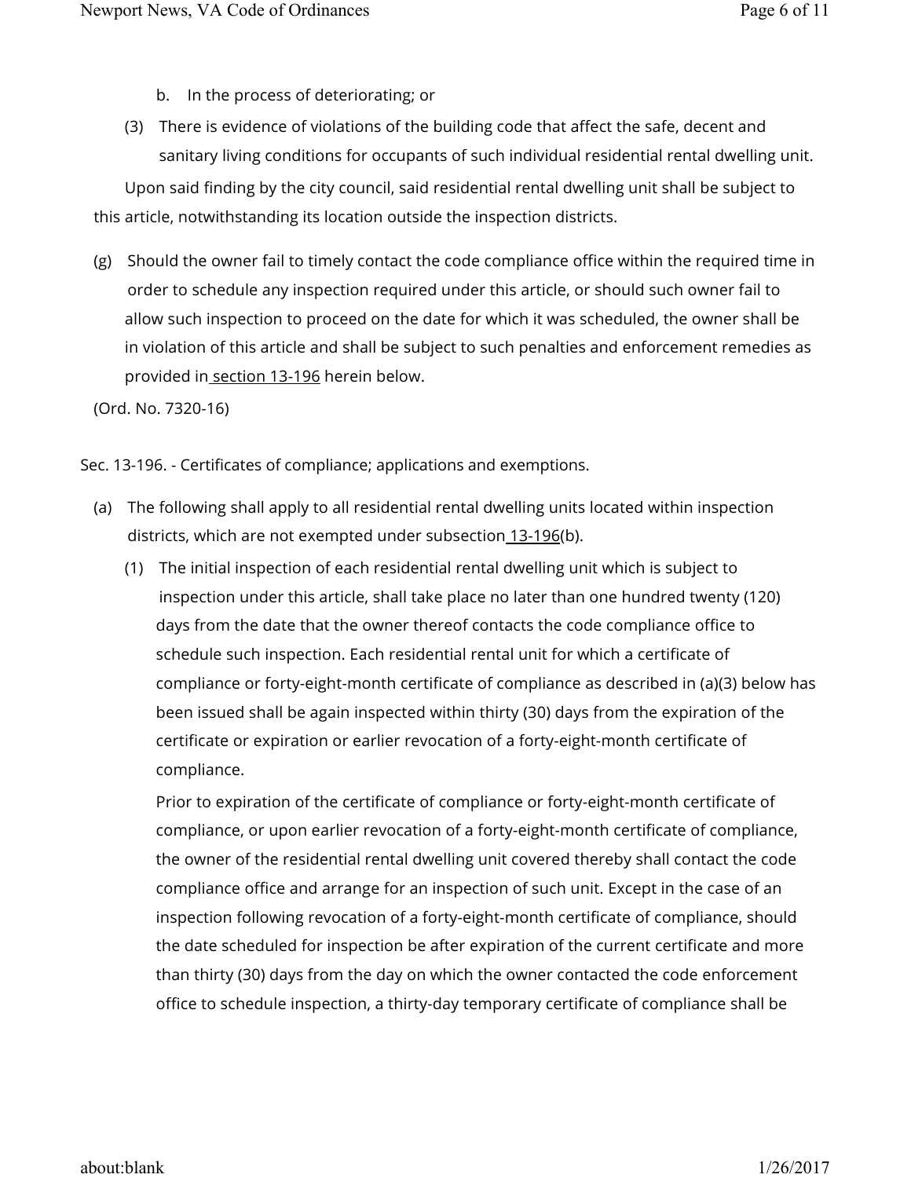b. In the process of deteriorating; or

(3) There is evidence of violations of the building code that affect the safe, decent and sanitary living conditions for occupants of such individual residential rental dwelling unit.

Upon said finding by the city council, said residential rental dwelling unit shall be subject to this article, notwithstanding its location outside the inspection districts.

(g) Should the owner fail to timely contact the code compliance office within the required time in order to schedule any inspection required under this article, or should such owner fail to allow such inspection to proceed on the date for which it was scheduled, the owner shall be in violation of this article and shall be subject to such penalties and enforcement remedies as provided in section 13-196 herein below.

(Ord. No. 7320-16)

Sec. 13-196. - Certificates of compliance; applications and exemptions.

(a) The following shall apply to all residential rental dwelling units located within inspection districts, which are not exempted under subsection 13-196(b).

(1) The initial inspection of each residential rental dwelling unit which is subject to inspection under this article, shall take place no later than one hundred twenty (120) days from the date that the owner thereof contacts the code compliance office to schedule such inspection. Each residential rental unit for which a certificate of compliance or forty-eight-month certificate of compliance as described in (a)(3) below has been issued shall be again inspected within thirty (30) days from the expiration of the certificate or expiration or earlier revocation of a forty-eight-month certificate of compliance.

Prior to expiration of the certificate of compliance or forty-eight-month certificate of compliance, or upon earlier revocation of a forty-eight-month certificate of compliance, the owner of the residential rental dwelling unit covered thereby shall contact the code compliance office and arrange for an inspection of such unit. Except in the case of an inspection following revocation of a forty-eight-month certificate of compliance, should the date scheduled for inspection be after expiration of the current certificate and more than thirty (30) days from the day on which the owner contacted the code enforcement office to schedule inspection, a thirty-day temporary certificate of compliance shall be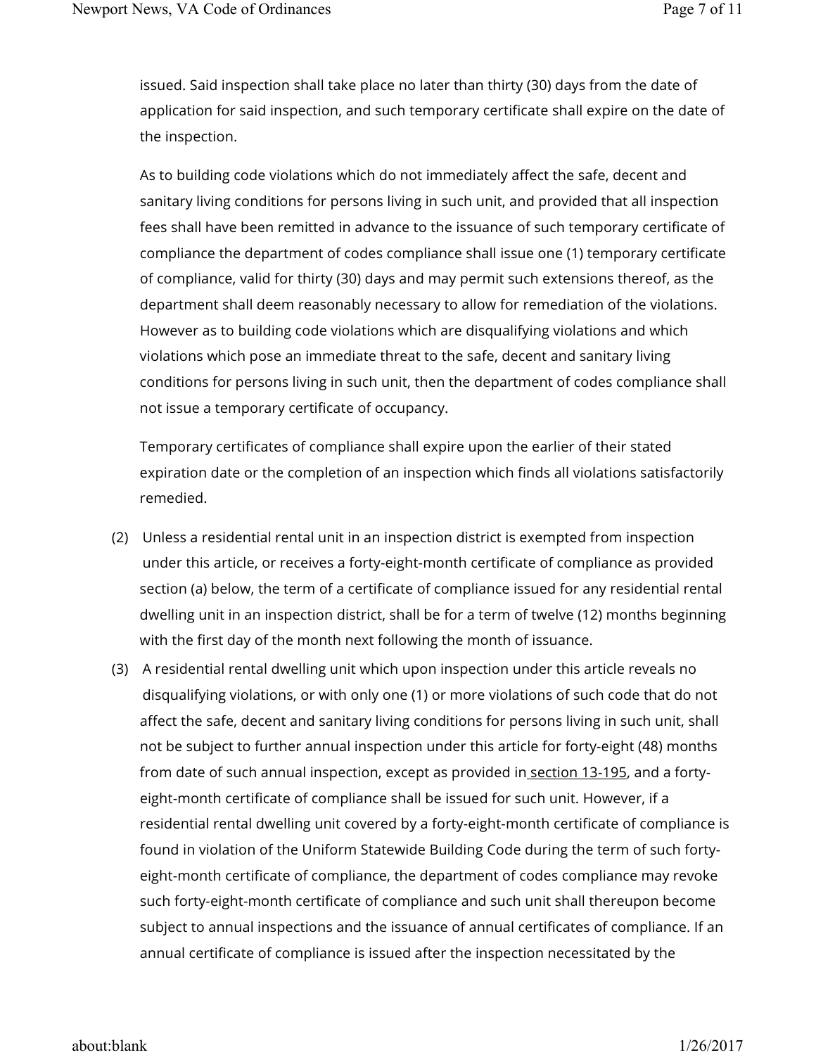issued. Said inspection shall take place no later than thirty (30) days from the date of application for said inspection, and such temporary certificate shall expire on the date of the inspection.

As to building code violations which do not immediately affect the safe, decent and sanitary living conditions for persons living in such unit, and provided that all inspection fees shall have been remitted in advance to the issuance of such temporary certificate of compliance the department of codes compliance shall issue one (1) temporary certificate of compliance, valid for thirty (30) days and may permit such extensions thereof, as the department shall deem reasonably necessary to allow for remediation of the violations. However as to building code violations which are disqualifying violations and which violations which pose an immediate threat to the safe, decent and sanitary living conditions for persons living in such unit, then the department of codes compliance shall not issue a temporary certificate of occupancy.

Temporary certificates of compliance shall expire upon the earlier of their stated expiration date or the completion of an inspection which finds all violations satisfactorily remedied.

(2) Unless a residential rental unit in an inspection district is exempted from inspection under this article, or receives a forty-eight-month certificate of compliance as provided section (a) below, the term of a certificate of compliance issued for any residential rental dwelling unit in an inspection district, shall be for a term of twelve (12) months beginning with the first day of the month next following the month of issuance.

(3) A residential rental dwelling unit which upon inspection under this article reveals no disqualifying violations, or with only one (1) or more violations of such code that do not affect the safe, decent and sanitary living conditions for persons living in such unit, shall not be subject to further annual inspection under this article for forty-eight (48) months from date of such annual inspection, except as provided in section 13-195, and a forty-eight-month certificate of compliance shall be issued for such unit. However, if a residential rental dwelling unit covered by a forty-eight-month certificate of compliance is found in violation of the Uniform Statewide Building Code during the term of such forty-eight-month certificate of compliance, the department of codes compliance may revoke such forty-eight-month certificate of compliance and such unit shall thereupon become subject to annual inspections and the issuance of annual certificates of compliance. If an annual certificate of compliance is issued after the inspection necessitated by the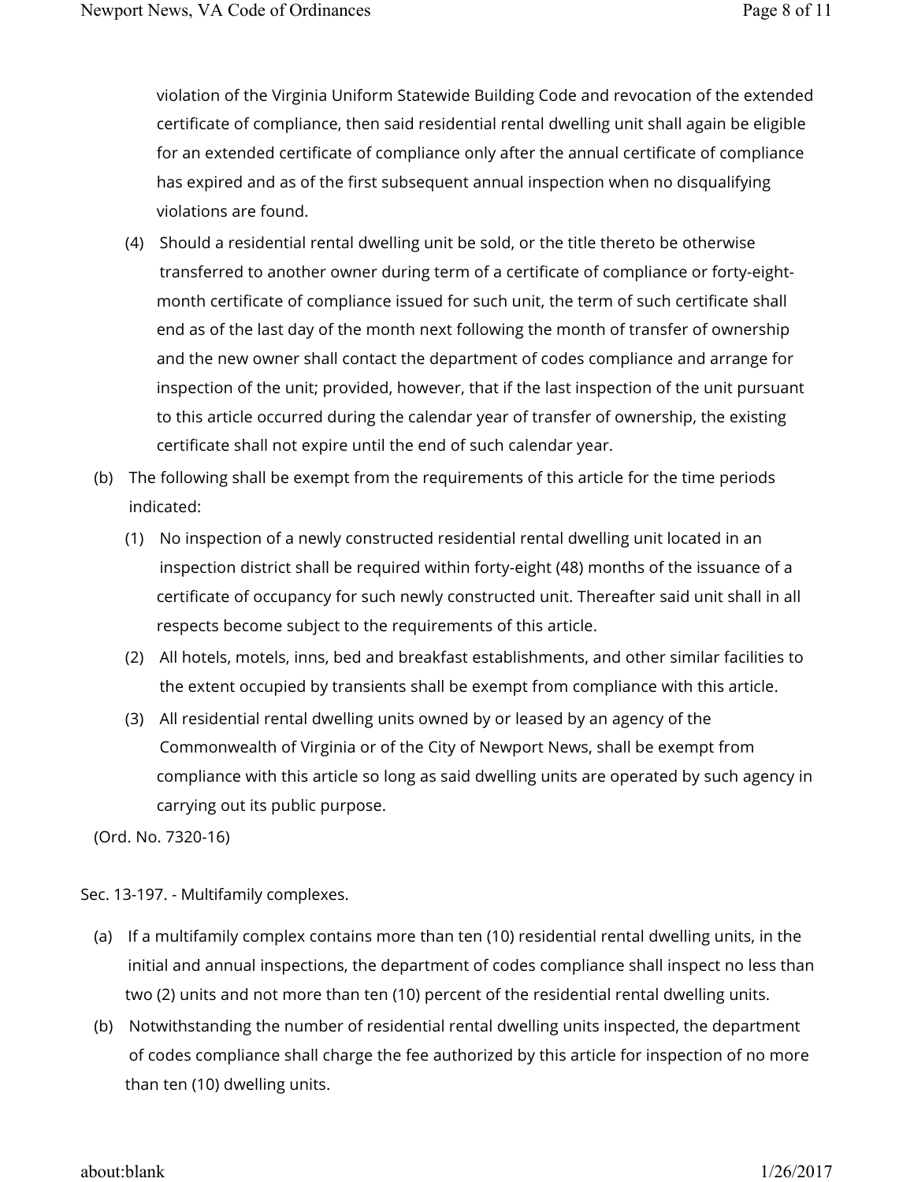violation of the Virginia Uniform Statewide Building Code and revocation of the extended certificate of compliance, then said residential rental dwelling unit shall again be eligible for an extended certificate of compliance only after the annual certificate of compliance has expired and as of the first subsequent annual inspection when no disqualifying violations are found.

(4) Should a residential rental dwelling unit be sold, or the title thereto be otherwise transferred to another owner during term of a certificate of compliance or forty-eight-month certificate of compliance issued for such unit, the term of such certificate shall end as of the last day of the month next following the month of transfer of ownership and the new owner shall contact the department of codes compliance and arrange for inspection of the unit; provided, however, that if the last inspection of the unit pursuant to this article occurred during the calendar year of transfer of ownership, the existing certificate shall not expire until the end of such calendar year.

(b) The following shall be exempt from the requirements of this article for the time periods indicated:

(1) No inspection of a newly constructed residential rental dwelling unit located in an inspection district shall be required within forty-eight (48) months of the issuance of a certificate of occupancy for such newly constructed unit. Thereafter said unit shall in all respects become subject to the requirements of this article.

(2) All hotels, motels, inns, bed and breakfast establishments, and other similar facilities to the extent occupied by transients shall be exempt from compliance with this article.

(3) All residential rental dwelling units owned by or leased by an agency of the Commonwealth of Virginia or of the City of Newport News, shall be exempt from compliance with this article so long as said dwelling units are operated by such agency in carrying out its public purpose.

(Ord. No. 7320-16)

Sec. 13-197. - Multifamily complexes.

(a) If a multifamily complex contains more than ten (10) residential rental dwelling units, in the initial and annual inspections, the department of codes compliance shall inspect no less than two (2) units and not more than ten (10) percent of the residential rental dwelling units.

(b) Notwithstanding the number of residential rental dwelling units inspected, the department of codes compliance shall charge the fee authorized by this article for inspection of no more than ten (10) dwelling units.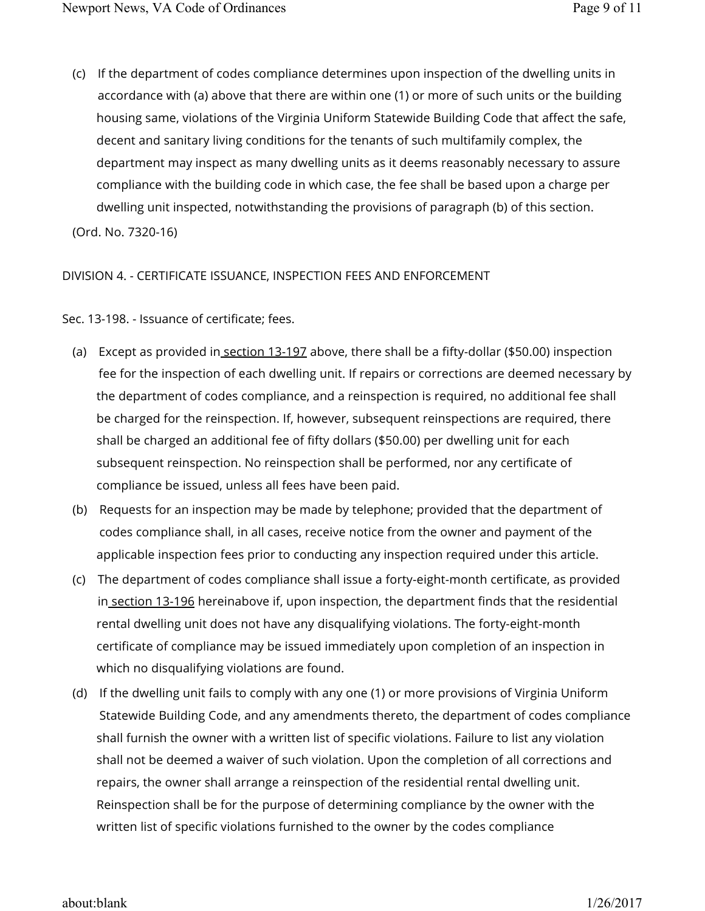(c) If the department of codes compliance determines upon inspection of the dwelling units in accordance with (a) above that there are within one (1) or more of such units or the building housing same, violations of the Virginia Uniform Statewide Building Code that affect the safe, decent and sanitary living conditions for the tenants of such multifamily complex, the department may inspect as many dwelling units as it deems reasonably necessary to assure compliance with the building code in which case, the fee shall be based upon a charge per dwelling unit inspected, notwithstanding the provisions of paragraph (b) of this section.

(Ord. No. 7320-16)

## DIVISION 4. - CERTIFICATE ISSUANCE, INSPECTION FEES AND ENFORCEMENT

### Sec. 13-198. - Issuance of certificate; fees.

(a) Except as provided in section 13-197 above, there shall be a fifty-dollar ($50.00) inspection fee for the inspection of each dwelling unit. If repairs or corrections are deemed necessary by the department of codes compliance, and a reinspection is required, no additional fee shall be charged for the reinspection. If, however, subsequent reinspections are required, there shall be charged an additional fee of fifty dollars ($50.00) per dwelling unit for each subsequent reinspection. No reinspection shall be performed, nor any certificate of compliance be issued, unless all fees have been paid.

(b) Requests for an inspection may be made by telephone; provided that the department of codes compliance shall, in all cases, receive notice from the owner and payment of the applicable inspection fees prior to conducting any inspection required under this article.

(c) The department of codes compliance shall issue a forty-eight-month certificate, as provided in section 13-196 hereinabove if, upon inspection, the department finds that the residential rental dwelling unit does not have any disqualifying violations. The forty-eight-month certificate of compliance may be issued immediately upon completion of an inspection in which no disqualifying violations are found.

(d) If the dwelling unit fails to comply with any one (1) or more provisions of Virginia Uniform Statewide Building Code, and any amendments thereto, the department of codes compliance shall furnish the owner with a written list of specific violations. Failure to list any violation shall not be deemed a waiver of such violation. Upon the completion of all corrections and repairs, the owner shall arrange a reinspection of the residential rental dwelling unit. Reinspection shall be for the purpose of determining compliance by the owner with the written list of specific violations furnished to the owner by the codes compliance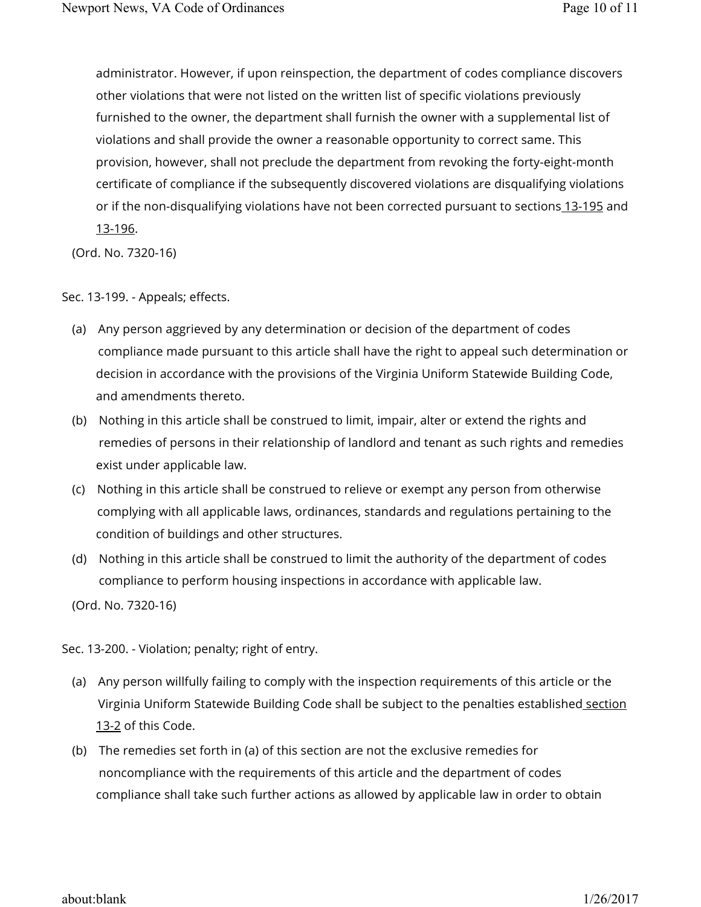administrator. However, if upon reinspection, the department of codes compliance discovers other violations that were not listed on the written list of specific violations previously furnished to the owner, the department shall furnish the owner with a supplemental list of violations and shall provide the owner a reasonable opportunity to correct same. This provision, however, shall not preclude the department from revoking the forty-eight-month certificate of compliance if the subsequently discovered violations are disqualifying violations or if the non-disqualifying violations have not been corrected pursuant to sections 13-195 and 13-196.

(Ord. No. 7320-16)

Sec. 13-199. - Appeals; effects.

(a) Any person aggrieved by any determination or decision of the department of codes compliance made pursuant to this article shall have the right to appeal such determination or decision in accordance with the provisions of the Virginia Uniform Statewide Building Code, and amendments thereto.

(b) Nothing in this article shall be construed to limit, impair, alter or extend the rights and remedies of persons in their relationship of landlord and tenant as such rights and remedies exist under applicable law.

(c) Nothing in this article shall be construed to relieve or exempt any person from otherwise complying with all applicable laws, ordinances, standards and regulations pertaining to the condition of buildings and other structures.

(d) Nothing in this article shall be construed to limit the authority of the department of codes compliance to perform housing inspections in accordance with applicable law.

(Ord. No. 7320-16)

Sec. 13-200. - Violation; penalty; right of entry.

(a) Any person willfully failing to comply with the inspection requirements of this article or the Virginia Uniform Statewide Building Code shall be subject to the penalties established section 13-2 of this Code.

(b) The remedies set forth in (a) of this section are not the exclusive remedies for noncompliance with the requirements of this article and the department of codes compliance shall take such further actions as allowed by applicable law in order to obtain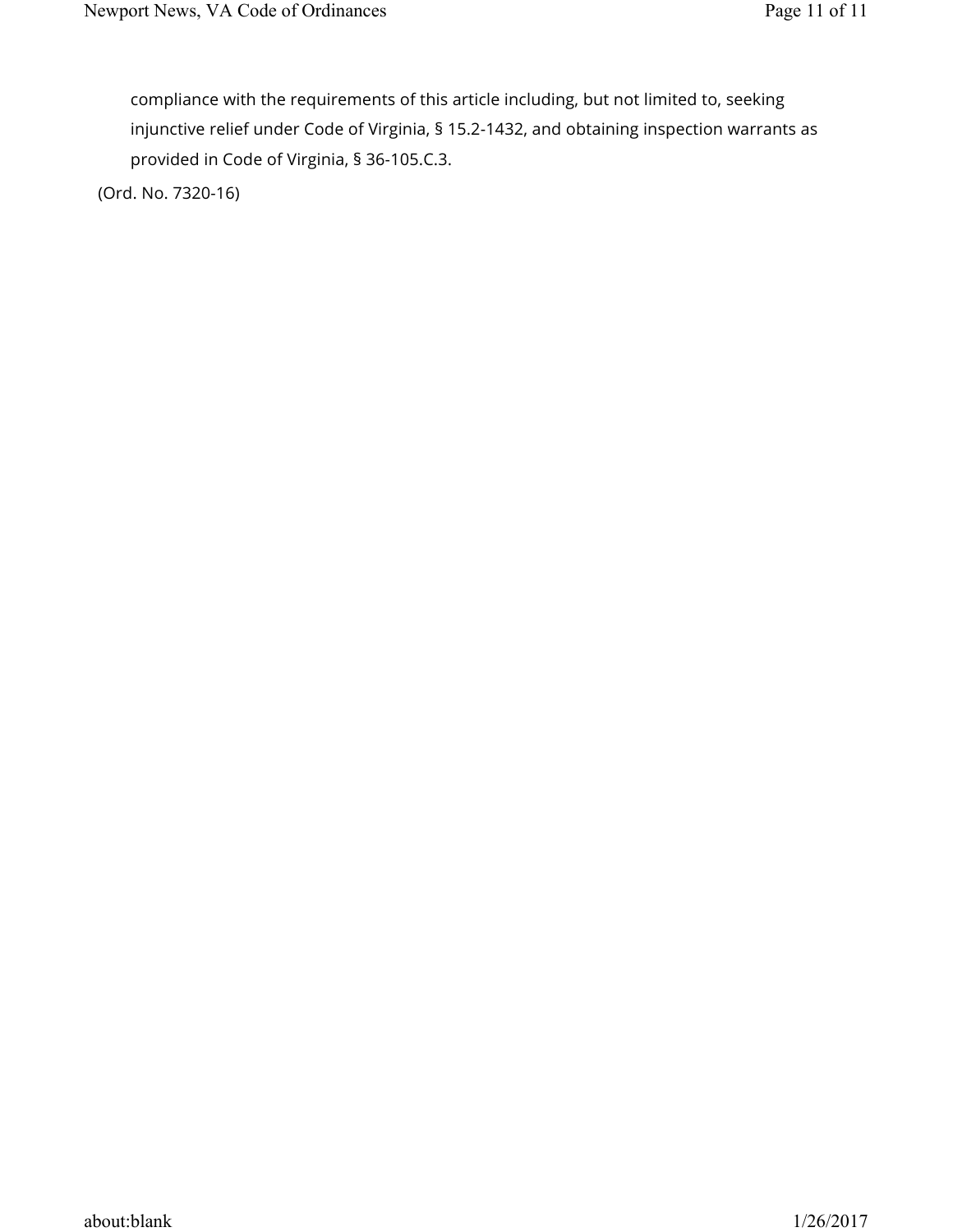compliance with the requirements of this article including, but not limited to, seeking injunctive relief under Code of Virginia, § 15.2-1432, and obtaining inspection warrants as provided in Code of Virginia, § 36-105.C.3.

(Ord. No. 7320-16)